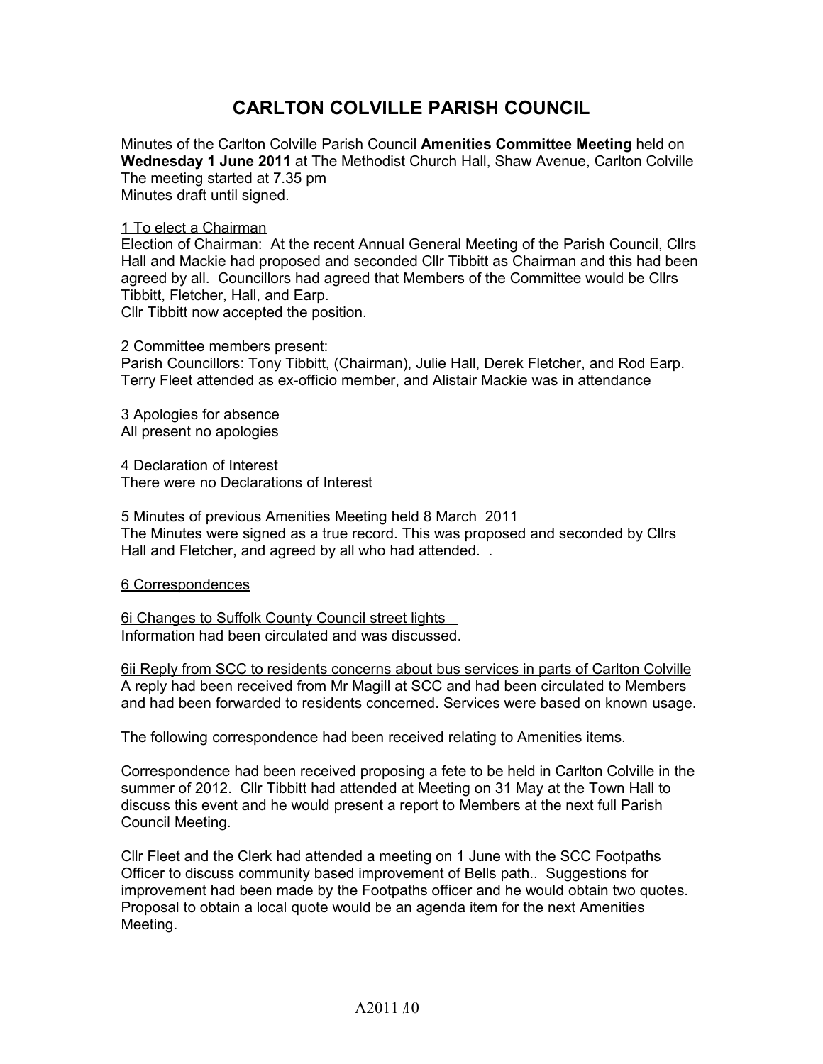# CARLTON COLVILLE PARISH COUNCIL

Minutes of the Carlton Colville Parish Council **Amenities Committee Meeting** held on **Wednesday 1 June 2011** at The Methodist Church Hall, Shaw Avenue, Carlton Colville
The meeting started at 7.35 pm
Minutes draft until signed.

1 To elect a Chairman

Election of Chairman: At the recent Annual General Meeting of the Parish Council, Cllrs Hall and Mackie had proposed and seconded Cllr Tibbitt as Chairman and this had been agreed by all. Councillors had agreed that Members of the Committee would be Cllrs Tibbitt, Fletcher, Hall, and Earp.
Cllr Tibbitt now accepted the position.

2 Committee members present:

Parish Councillors: Tony Tibbitt, (Chairman), Julie Hall, Derek Fletcher, and Rod Earp.
Terry Fleet attended as ex-officio member, and Alistair Mackie was in attendance

3 Apologies for absence

All present no apologies

4 Declaration of Interest

There were no Declarations of Interest

5 Minutes of previous Amenities Meeting held 8 March 2011

The Minutes were signed as a true record. This was proposed and seconded by Cllrs Hall and Fletcher, and agreed by all who had attended. .

6 Correspondences

6i Changes to Suffolk County Council street lights

Information had been circulated and was discussed.

6ii Reply from SCC to residents concerns about bus services in parts of Carlton Colville

A reply had been received from Mr Magill at SCC and had been circulated to Members and had been forwarded to residents concerned. Services were based on known usage.

The following correspondence had been received relating to Amenities items.

Correspondence had been received proposing a fete to be held in Carlton Colville in the summer of 2012. Cllr Tibbitt had attended at Meeting on 31 May at the Town Hall to discuss this event and he would present a report to Members at the next full Parish Council Meeting.

Cllr Fleet and the Clerk had attended a meeting on 1 June with the SCC Footpaths Officer to discuss community based improvement of Bells path.. Suggestions for improvement had been made by the Footpaths officer and he would obtain two quotes. Proposal to obtain a local quote would be an agenda item for the next Amenities Meeting.

A2011 /10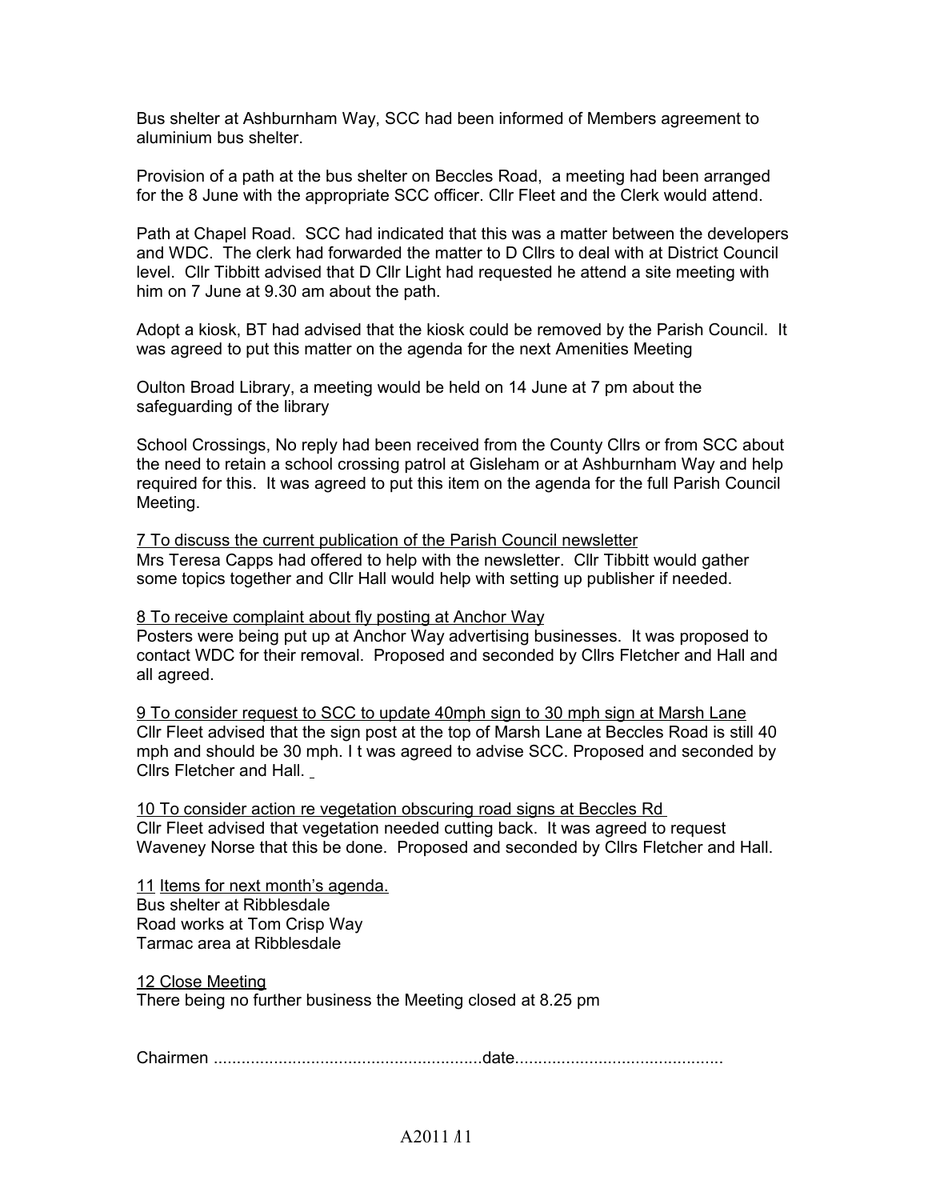Bus shelter at Ashburnham Way, SCC had been informed of Members agreement to aluminium bus shelter.

Provision of a path at the bus shelter on Beccles Road, a meeting had been arranged for the 8 June with the appropriate SCC officer. Cllr Fleet and the Clerk would attend.

Path at Chapel Road. SCC had indicated that this was a matter between the developers and WDC. The clerk had forwarded the matter to D Cllrs to deal with at District Council level. Cllr Tibbitt advised that D Cllr Light had requested he attend a site meeting with him on 7 June at 9.30 am about the path.

Adopt a kiosk, BT had advised that the kiosk could be removed by the Parish Council. It was agreed to put this matter on the agenda for the next Amenities Meeting

Oulton Broad Library, a meeting would be held on 14 June at 7 pm about the safeguarding of the library

School Crossings, No reply had been received from the County Cllrs or from SCC about the need to retain a school crossing patrol at Gisleham or at Ashburnham Way and help required for this. It was agreed to put this item on the agenda for the full Parish Council Meeting.

7 To discuss the current publication of the Parish Council newsletter
Mrs Teresa Capps had offered to help with the newsletter. Cllr Tibbitt would gather some topics together and Cllr Hall would help with setting up publisher if needed.

8 To receive complaint about fly posting at Anchor Way
Posters were being put up at Anchor Way advertising businesses. It was proposed to contact WDC for their removal. Proposed and seconded by Cllrs Fletcher and Hall and all agreed.

9 To consider request to SCC to update 40mph sign to 30 mph sign at Marsh Lane
Cllr Fleet advised that the sign post at the top of Marsh Lane at Beccles Road is still 40 mph and should be 30 mph. I t was agreed to advise SCC. Proposed and seconded by Cllrs Fletcher and Hall.

10 To consider action re vegetation obscuring road signs at Beccles Rd
Cllr Fleet advised that vegetation needed cutting back. It was agreed to request Waveney Norse that this be done. Proposed and seconded by Cllrs Fletcher and Hall.

11 Items for next month's agenda.
Bus shelter at Ribblesdale
Road works at Tom Crisp Way
Tarmac area at Ribblesdale

12 Close Meeting
There being no further business the Meeting closed at 8.25 pm

Chairmen ..........................................................date............................................

A2011 /11